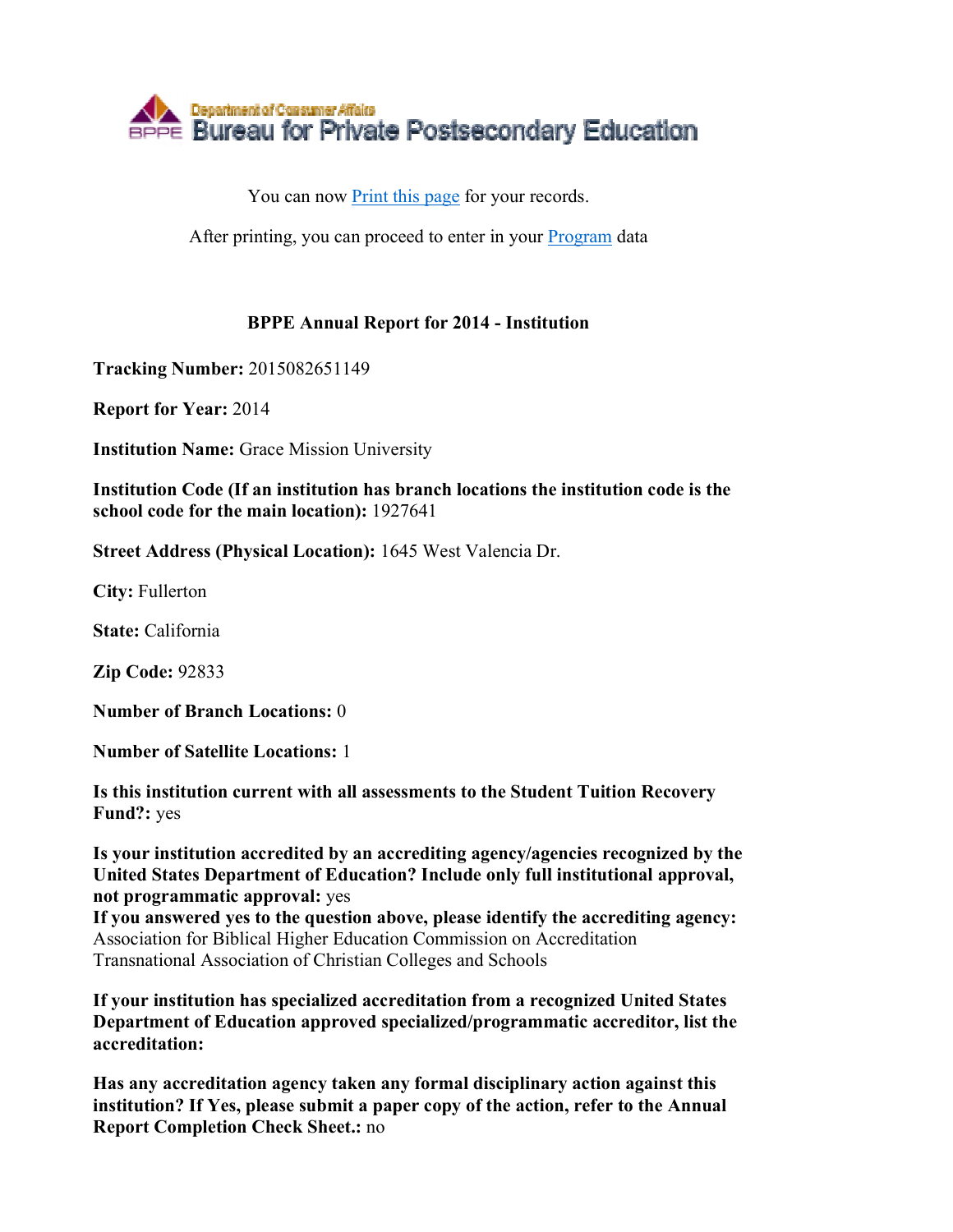Department of Consumer Affairs
BPPE Bureau for Private Postsecondary Education

You can now Print this page for your records.

After printing, you can proceed to enter in your Program data

**BPPE Annual Report for 2014 - Institution**

**Tracking Number:** 2015082651149

**Report for Year:** 2014

**Institution Name:** Grace Mission University

**Institution Code (If an institution has branch locations the institution code is the school code for the main location):** 1927641

**Street Address (Physical Location):** 1645 West Valencia Dr.

**City:** Fullerton

**State:** California

**Zip Code:** 92833

**Number of Branch Locations:** 0

**Number of Satellite Locations:** 1

**Is this institution current with all assessments to the Student Tuition Recovery Fund?:** yes

**Is your institution accredited by an accrediting agency/agencies recognized by the United States Department of Education? Include only full institutional approval, not programmatic approval:** yes
**If you answered yes to the question above, please identify the accrediting agency:**
Association for Biblical Higher Education Commission on Accreditation
Transnational Association of Christian Colleges and Schools

**If your institution has specialized accreditation from a recognized United States Department of Education approved specialized/programmatic accreditor, list the accreditation:**

**Has any accreditation agency taken any formal disciplinary action against this institution? If Yes, please submit a paper copy of the action, refer to the Annual Report Completion Check Sheet.:** no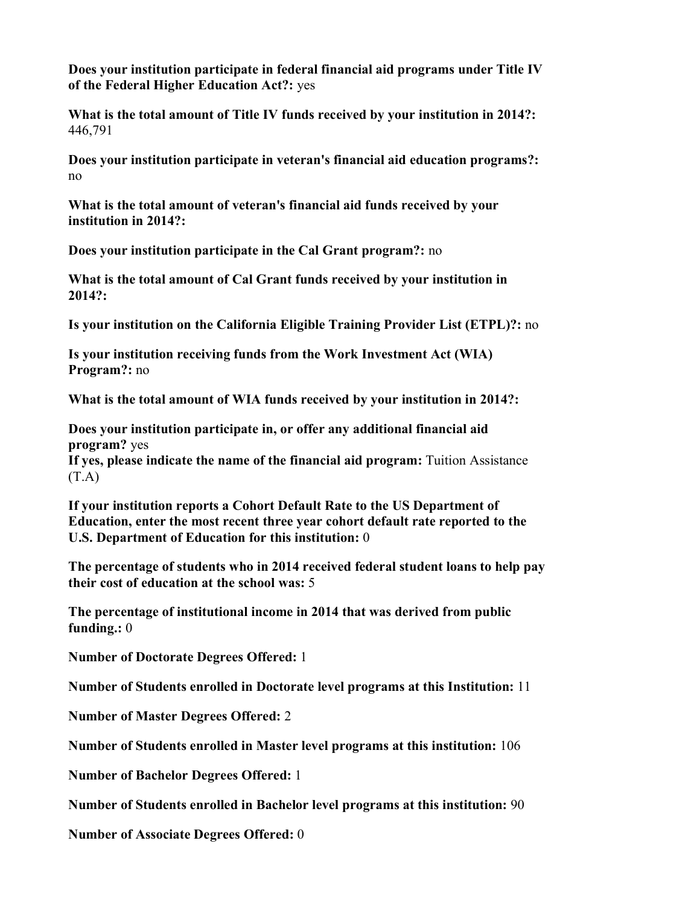**Does your institution participate in federal financial aid programs under Title IV of the Federal Higher Education Act?:** yes

**What is the total amount of Title IV funds received by your institution in 2014?:** 446,791

**Does your institution participate in veteran's financial aid education programs?:** no

**What is the total amount of veteran's financial aid funds received by your institution in 2014?:**

**Does your institution participate in the Cal Grant program?:** no

**What is the total amount of Cal Grant funds received by your institution in 2014?:**

**Is your institution on the California Eligible Training Provider List (ETPL)?:** no

**Is your institution receiving funds from the Work Investment Act (WIA) Program?:** no

**What is the total amount of WIA funds received by your institution in 2014?:**

**Does your institution participate in, or offer any additional financial aid program?** yes
**If yes, please indicate the name of the financial aid program:** Tuition Assistance (T.A)

**If your institution reports a Cohort Default Rate to the US Department of Education, enter the most recent three year cohort default rate reported to the U.S. Department of Education for this institution:** 0

**The percentage of students who in 2014 received federal student loans to help pay their cost of education at the school was:** 5

**The percentage of institutional income in 2014 that was derived from public funding.:** 0

**Number of Doctorate Degrees Offered:** 1

**Number of Students enrolled in Doctorate level programs at this Institution:** 11

**Number of Master Degrees Offered:** 2

**Number of Students enrolled in Master level programs at this institution:** 106

**Number of Bachelor Degrees Offered:** 1

**Number of Students enrolled in Bachelor level programs at this institution:** 90

**Number of Associate Degrees Offered:** 0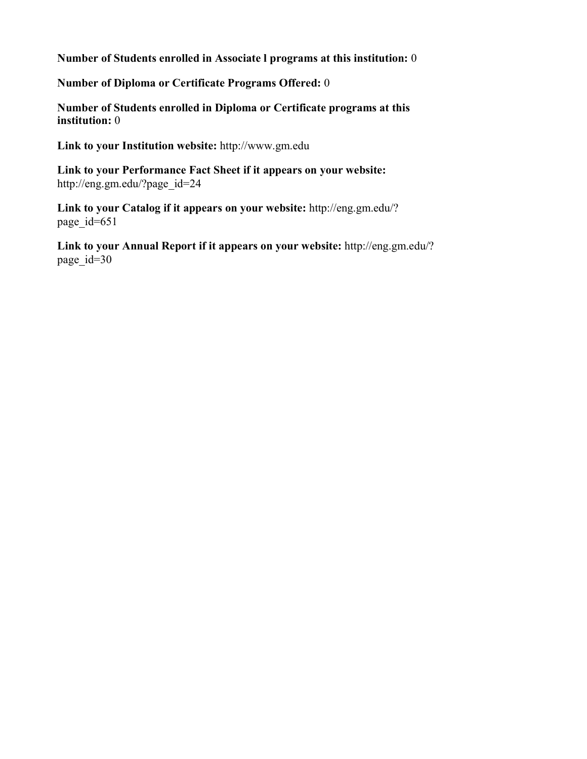**Number of Students enrolled in Associate l programs at this institution:** 0

**Number of Diploma or Certificate Programs Offered:** 0

**Number of Students enrolled in Diploma or Certificate programs at this institution:** 0

**Link to your Institution website:** http://www.gm.edu

**Link to your Performance Fact Sheet if it appears on your website:** http://eng.gm.edu/?page_id=24

**Link to your Catalog if it appears on your website:** http://eng.gm.edu/?page_id=651

**Link to your Annual Report if it appears on your website:** http://eng.gm.edu/?page_id=30